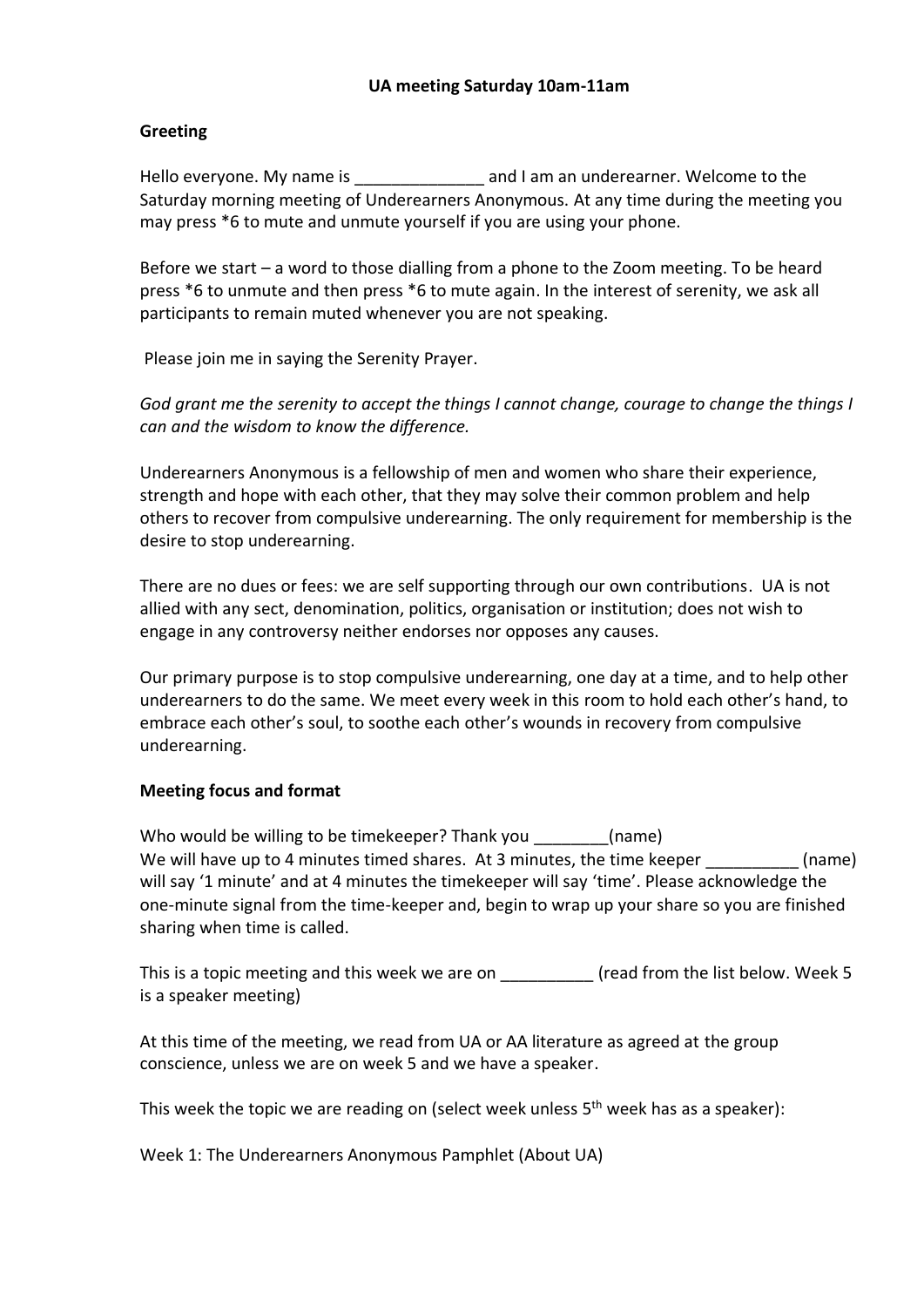**UA meeting Saturday 10am-11am**

**Greeting**

Hello everyone. My name is ______________ and I am an underearner. Welcome to the Saturday morning meeting of Underearners Anonymous. At any time during the meeting you may press *6 to mute and unmute yourself if you are using your phone.

Before we start – a word to those dialling from a phone to the Zoom meeting. To be heard press *6 to unmute and then press *6 to mute again. In the interest of serenity, we ask all participants to remain muted whenever you are not speaking.

Please join me in saying the Serenity Prayer.

*God grant me the serenity to accept the things I cannot change, courage to change the things I can and the wisdom to know the difference.*

Underearners Anonymous is a fellowship of men and women who share their experience, strength and hope with each other, that they may solve their common problem and help others to recover from compulsive underearning. The only requirement for membership is the desire to stop underearning.

There are no dues or fees: we are self supporting through our own contributions. UA is not allied with any sect, denomination, politics, organisation or institution; does not wish to engage in any controversy neither endorses nor opposes any causes.

Our primary purpose is to stop compulsive underearning, one day at a time, and to help other underearners to do the same. We meet every week in this room to hold each other's hand, to embrace each other's soul, to soothe each other's wounds in recovery from compulsive underearning.

**Meeting focus and format**

Who would be willing to be timekeeper? Thank you ________(name)
We will have up to 4 minutes timed shares. At 3 minutes, the time keeper __________ (name) will say '1 minute' and at 4 minutes the timekeeper will say 'time'. Please acknowledge the one-minute signal from the time-keeper and, begin to wrap up your share so you are finished sharing when time is called.

This is a topic meeting and this week we are on __________ (read from the list below. Week 5 is a speaker meeting)

At this time of the meeting, we read from UA or AA literature as agreed at the group conscience, unless we are on week 5 and we have a speaker.

This week the topic we are reading on (select week unless 5th week has as a speaker):

Week 1: The Underearners Anonymous Pamphlet (About UA)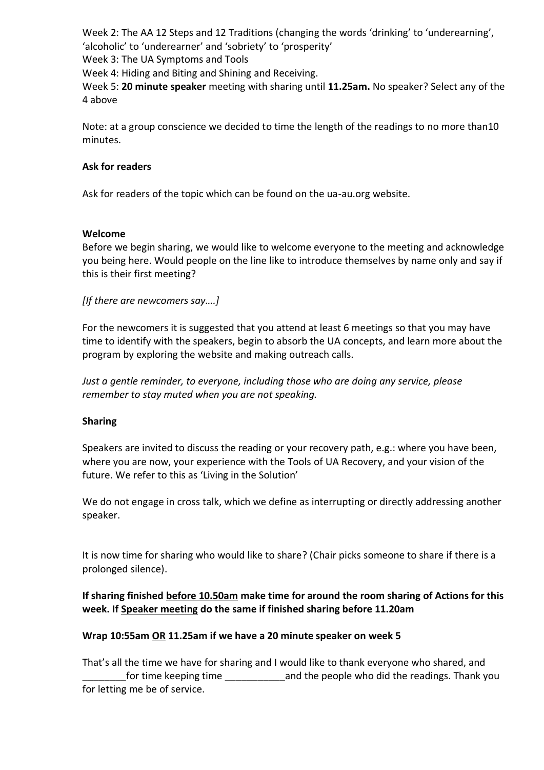Week 2: The AA 12 Steps and 12 Traditions (changing the words 'drinking' to 'underearning', 'alcoholic' to 'underearner' and 'sobriety' to 'prosperity'
Week 3: The UA Symptoms and Tools
Week 4: Hiding and Biting and Shining and Receiving.
Week 5: **20 minute speaker** meeting with sharing until **11.25am.** No speaker? Select any of the 4 above

Note: at a group conscience we decided to time the length of the readings to no more than10 minutes.

**Ask for readers**

Ask for readers of the topic which can be found on the ua-au.org website.

**Welcome**

Before we begin sharing, we would like to welcome everyone to the meeting and acknowledge you being here. Would people on the line like to introduce themselves by name only and say if this is their first meeting?

*[If there are newcomers say….]*

For the newcomers it is suggested that you attend at least 6 meetings so that you may have time to identify with the speakers, begin to absorb the UA concepts, and learn more about the program by exploring the website and making outreach calls.

*Just a gentle reminder, to everyone, including those who are doing any service, please remember to stay muted when you are not speaking.*

**Sharing**

Speakers are invited to discuss the reading or your recovery path, e.g.: where you have been, where you are now, your experience with the Tools of UA Recovery, and your vision of the future. We refer to this as 'Living in the Solution'

We do not engage in cross talk, which we define as interrupting or directly addressing another speaker.

It is now time for sharing who would like to share? (Chair picks someone to share if there is a prolonged silence).

**If sharing finished <u>before 10.50am</u> make time for around the room sharing of Actions for this week. If <u>Speaker meeting</u> do the same if finished sharing before 11.20am**

**Wrap 10:55am <u>OR</u> 11.25am if we have a 20 minute speaker on week 5**

That's all the time we have for sharing and I would like to thank everyone who shared, and ________for time keeping time ___________and the people who did the readings. Thank you for letting me be of service.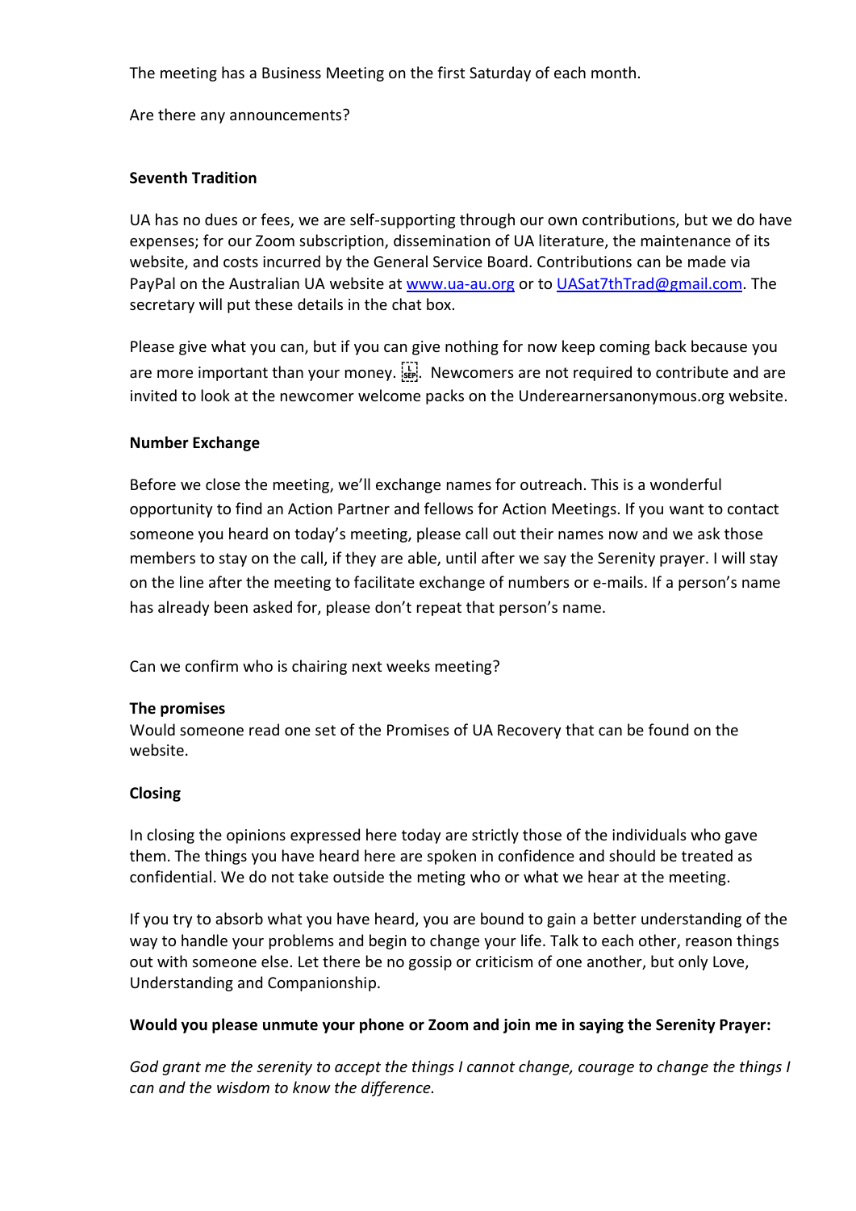The meeting has a Business Meeting on the first Saturday of each month.

Are there any announcements?

**Seventh Tradition**

UA has no dues or fees, we are self-supporting through our own contributions, but we do have expenses; for our Zoom subscription, dissemination of UA literature, the maintenance of its website, and costs incurred by the General Service Board. Contributions can be made via PayPal on the Australian UA website at [www.ua-au.org](www.ua-au.org) or to [UASat7thTrad@gmail.com](mailto:UASat7thTrad@gmail.com). The secretary will put these details in the chat box.

Please give what you can, but if you can give nothing for now keep coming back because you are more important than your money. Newcomers are not required to contribute and are invited to look at the newcomer welcome packs on the Underearnersanonymous.org website.

**Number Exchange**

Before we close the meeting, we'll exchange names for outreach. This is a wonderful opportunity to find an Action Partner and fellows for Action Meetings. If you want to contact someone you heard on today's meeting, please call out their names now and we ask those members to stay on the call, if they are able, until after we say the Serenity prayer. I will stay on the line after the meeting to facilitate exchange of numbers or e-mails. If a person's name has already been asked for, please don't repeat that person's name.

Can we confirm who is chairing next weeks meeting?

**The promises**

Would someone read one set of the Promises of UA Recovery that can be found on the website.

**Closing**

In closing the opinions expressed here today are strictly those of the individuals who gave them. The things you have heard here are spoken in confidence and should be treated as confidential. We do not take outside the meting who or what we hear at the meeting.

If you try to absorb what you have heard, you are bound to gain a better understanding of the way to handle your problems and begin to change your life. Talk to each other, reason things out with someone else. Let there be no gossip or criticism of one another, but only Love, Understanding and Companionship.

**Would you please unmute your phone or Zoom and join me in saying the Serenity Prayer:**

*God grant me the serenity to accept the things I cannot change, courage to change the things I can and the wisdom to know the difference.*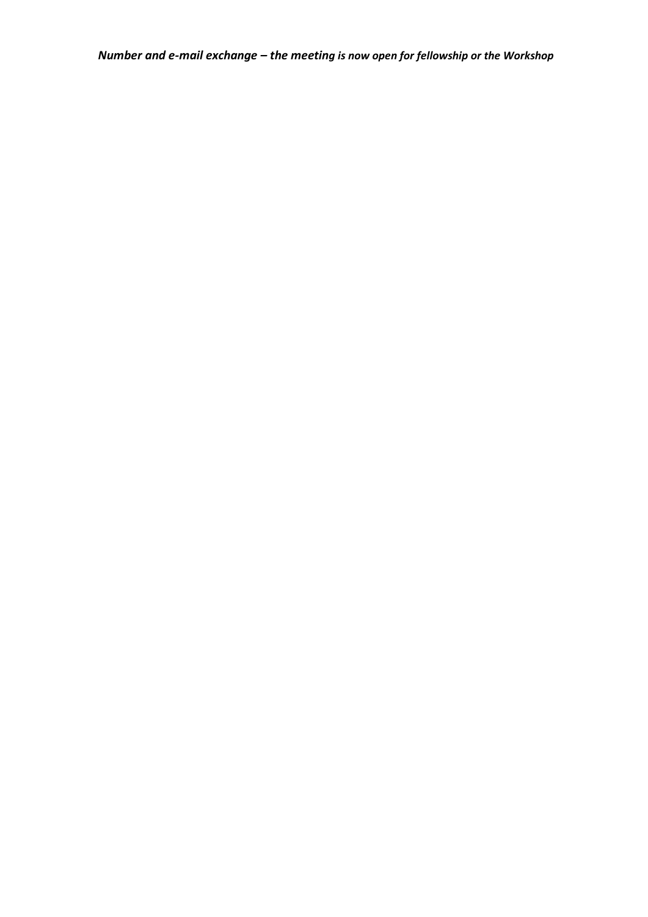*Number and e-mail exchange – the meeting is now open for fellowship or the Workshop*